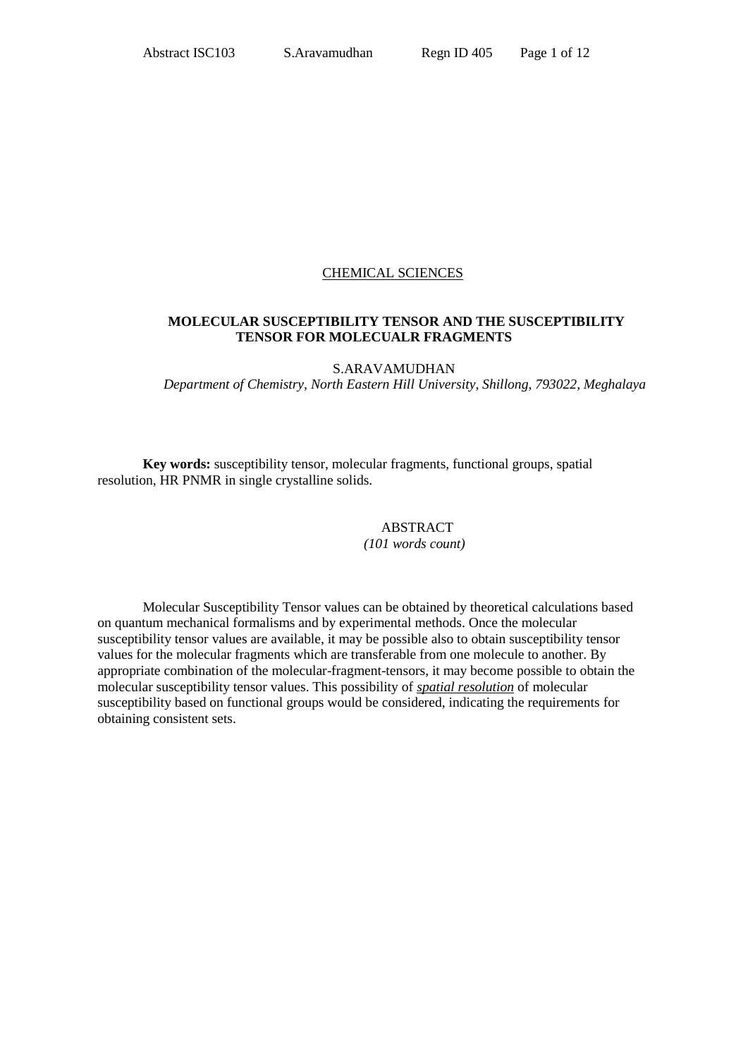CHEMICAL SCIENCES

# MOLECULAR SUSCEPTIBILITY TENSOR AND THE SUSCEPTIBILITY TENSOR FOR MOLECUALR FRAGMENTS

S.ARAVAMUDHAN

*Department of Chemistry, North Eastern Hill University, Shillong, 793022, Meghalaya*

**Key words:** susceptibility tensor, molecular fragments, functional groups, spatial resolution, HR PNMR in single crystalline solids.

## ABSTRACT

*(101 words count)*

Molecular Susceptibility Tensor values can be obtained by theoretical calculations based on quantum mechanical formalisms and by experimental methods. Once the molecular susceptibility tensor values are available, it may be possible also to obtain susceptibility tensor values for the molecular fragments which are transferable from one molecule to another. By appropriate combination of the molecular-fragment-tensors, it may become possible to obtain the molecular susceptibility tensor values. This possibility of ***spatial resolution*** of molecular susceptibility based on functional groups would be considered, indicating the requirements for obtaining consistent sets.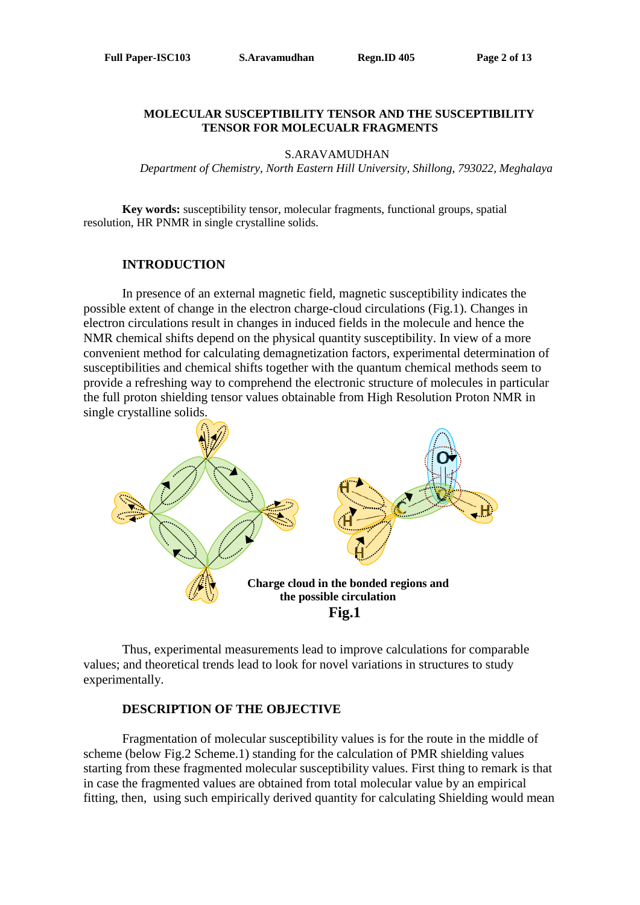**MOLECULAR SUSCEPTIBILITY TENSOR AND THE SUSCEPTIBILITY TENSOR FOR MOLECUALR FRAGMENTS**

S.ARAVAMUDHAN

*Department of Chemistry, North Eastern Hill University, Shillong, 793022, Meghalaya*

**Key words:** susceptibility tensor, molecular fragments, functional groups, spatial resolution, HR PNMR in single crystalline solids.

## INTRODUCTION

In presence of an external magnetic field, magnetic susceptibility indicates the possible extent of change in the electron charge-cloud circulations (Fig.1). Changes in electron circulations result in changes in induced fields in the molecule and hence the NMR chemical shifts depend on the physical quantity susceptibility. In view of a more convenient method for calculating demagnetization factors, experimental determination of susceptibilities and chemical shifts together with the quantum chemical methods seem to provide a refreshing way to comprehend the electronic structure of molecules in particular the full proton shielding tensor values obtainable from High Resolution Proton NMR in single crystalline solids.

**Charge cloud in the bonded regions and the possible circulation**

**Fig.1**

Thus, experimental measurements lead to improve calculations for comparable values; and theoretical trends lead to look for novel variations in structures to study experimentally.

## DESCRIPTION OF THE OBJECTIVE

Fragmentation of molecular susceptibility values is for the route in the middle of scheme (below Fig.2 Scheme.1) standing for the calculation of PMR shielding values starting from these fragmented molecular susceptibility values. First thing to remark is that in case the fragmented values are obtained from total molecular value by an empirical fitting, then, using such empirically derived quantity for calculating Shielding would mean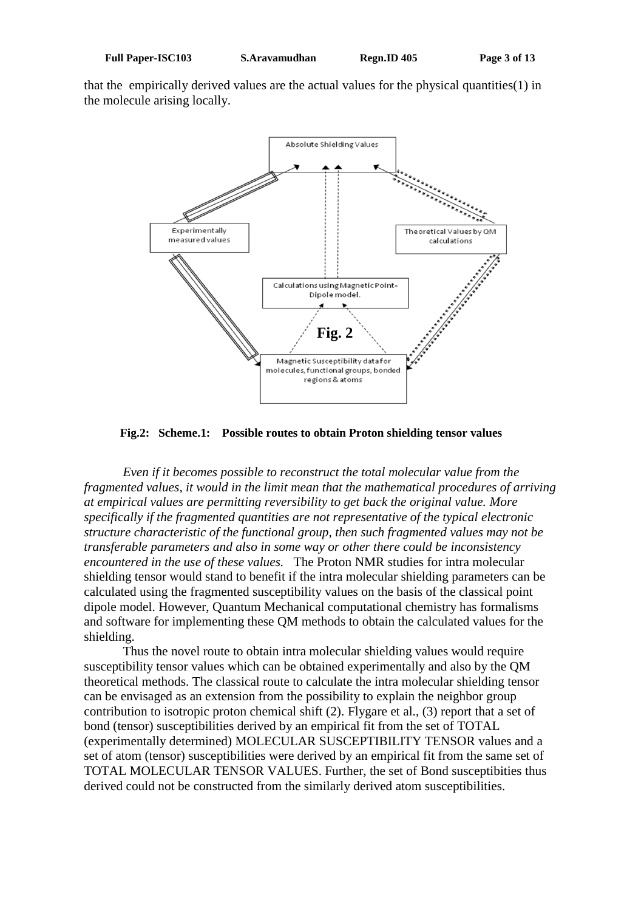that the empirically derived values are the actual values for the physical quantities(1) in the molecule arising locally.

Absolute Shielding Values

Experimentally measured values

Theoretical Values by QM calculations

Calculations using Magnetic Point-Dipole model.

**Fig. 2**

Magnetic Susceptibility data for molecules, functional groups, bonded regions & atoms

**Fig.2: Scheme.1: Possible routes to obtain Proton shielding tensor values**

*Even if it becomes possible to reconstruct the total molecular value from the fragmented values, it would in the limit mean that the mathematical procedures of arriving at empirical values are permitting reversibility to get back the original value. More specifically if the fragmented quantities are not representative of the typical electronic structure characteristic of the functional group, then such fragmented values may not be transferable parameters and also in some way or other there could be inconsistency encountered in the use of these values.* The Proton NMR studies for intra molecular shielding tensor would stand to benefit if the intra molecular shielding parameters can be calculated using the fragmented susceptibility values on the basis of the classical point dipole model. However, Quantum Mechanical computational chemistry has formalisms and software for implementing these QM methods to obtain the calculated values for the shielding.

Thus the novel route to obtain intra molecular shielding values would require susceptibility tensor values which can be obtained experimentally and also by the QM theoretical methods. The classical route to calculate the intra molecular shielding tensor can be envisaged as an extension from the possibility to explain the neighbor group contribution to isotropic proton chemical shift (2). Flygare et al., (3) report that a set of bond (tensor) susceptibilities derived by an empirical fit from the set of TOTAL (experimentally determined) MOLECULAR SUSCEPTIBILITY TENSOR values and a set of atom (tensor) susceptibilities were derived by an empirical fit from the same set of TOTAL MOLECULAR TENSOR VALUES. Further, the set of Bond susceptibities thus derived could not be constructed from the similarly derived atom susceptibilities.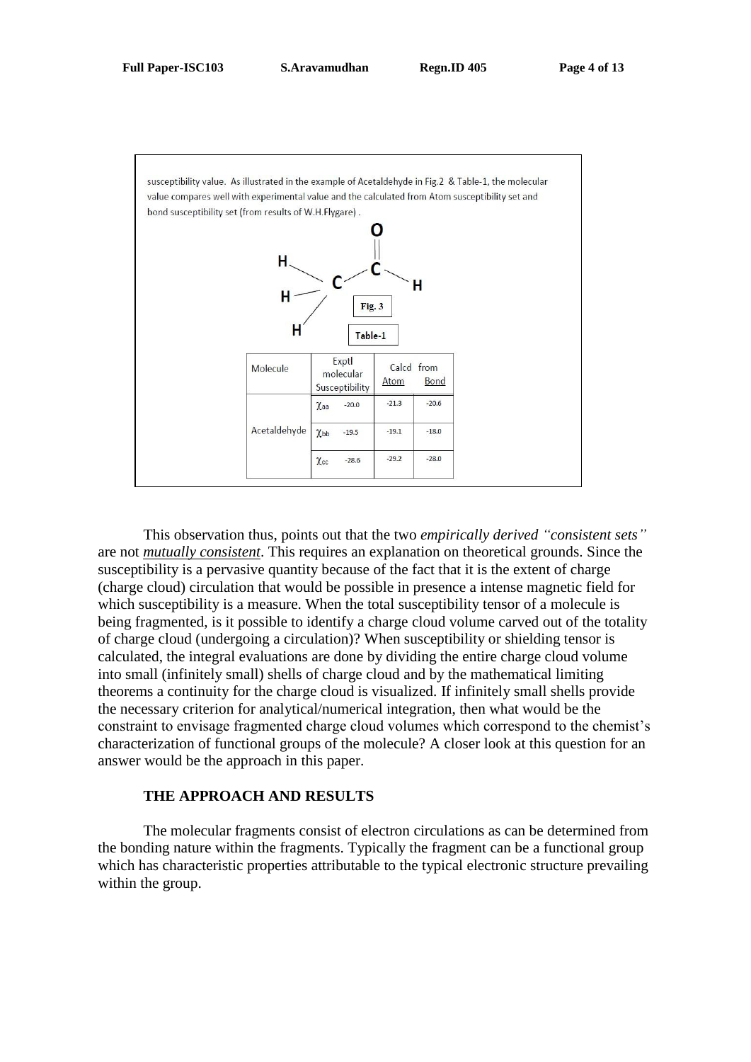susceptibility value. As illustrated in the example of Acetaldehyde in Fig.2 & Table-1, the molecular value compares well with experimental value and the calculated from Atom susceptibility set and bond susceptibility set (from results of W.H.Flygare) .

Fig. 3

Table-1

| Molecule | Exptl molecular Susceptibility | Calcd from Atom | Calcd from Bond |
|---|---|---|---|
| Acetaldehyde | $\chi_{aa}$ -20.0 | -21.3 | -20.6 |
| | $\chi_{bb}$ -19.5 | -19.1 | -18.0 |
| | $\chi_{cc}$ -28.6 | -29.2 | -28.0 |

This observation thus, points out that the two *empirically derived "consistent sets"* are not ***mutually consistent***. This requires an explanation on theoretical grounds. Since the susceptibility is a pervasive quantity because of the fact that it is the extent of charge (charge cloud) circulation that would be possible in presence a intense magnetic field for which susceptibility is a measure. When the total susceptibility tensor of a molecule is being fragmented, is it possible to identify a charge cloud volume carved out of the totality of charge cloud (undergoing a circulation)? When susceptibility or shielding tensor is calculated, the integral evaluations are done by dividing the entire charge cloud volume into small (infinitely small) shells of charge cloud and by the mathematical limiting theorems a continuity for the charge cloud is visualized. If infinitely small shells provide the necessary criterion for analytical/numerical integration, then what would be the constraint to envisage fragmented charge cloud volumes which correspond to the chemist's characterization of functional groups of the molecule? A closer look at this question for an answer would be the approach in this paper.

## THE APPROACH AND RESULTS

The molecular fragments consist of electron circulations as can be determined from the bonding nature within the fragments. Typically the fragment can be a functional group which has characteristic properties attributable to the typical electronic structure prevailing within the group.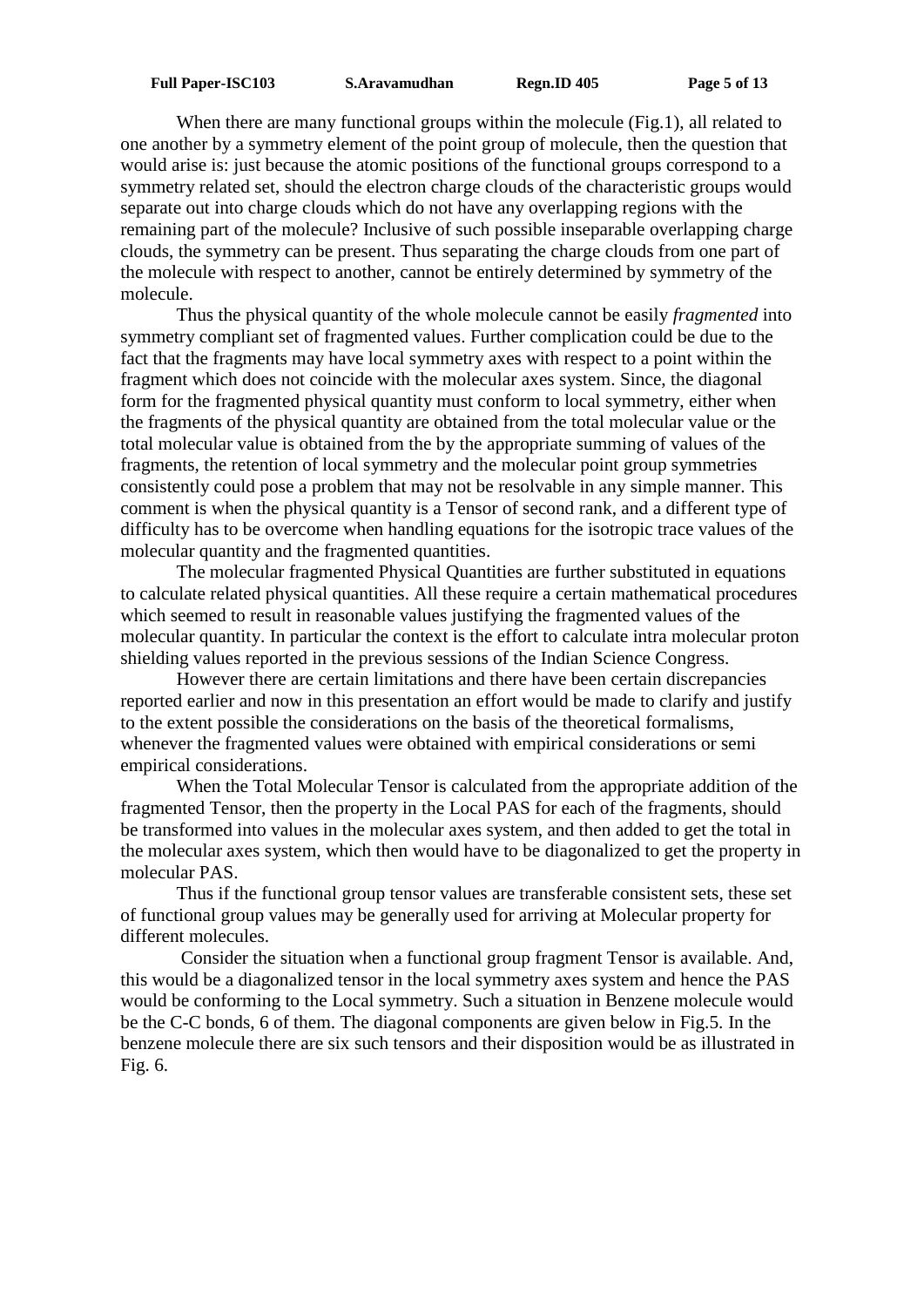When there are many functional groups within the molecule (Fig.1), all related to one another by a symmetry element of the point group of molecule, then the question that would arise is: just because the atomic positions of the functional groups correspond to a symmetry related set, should the electron charge clouds of the characteristic groups would separate out into charge clouds which do not have any overlapping regions with the remaining part of the molecule? Inclusive of such possible inseparable overlapping charge clouds, the symmetry can be present. Thus separating the charge clouds from one part of the molecule with respect to another, cannot be entirely determined by symmetry of the molecule.

Thus the physical quantity of the whole molecule cannot be easily *fragmented* into symmetry compliant set of fragmented values. Further complication could be due to the fact that the fragments may have local symmetry axes with respect to a point within the fragment which does not coincide with the molecular axes system. Since, the diagonal form for the fragmented physical quantity must conform to local symmetry, either when the fragments of the physical quantity are obtained from the total molecular value or the total molecular value is obtained from the by the appropriate summing of values of the fragments, the retention of local symmetry and the molecular point group symmetries consistently could pose a problem that may not be resolvable in any simple manner. This comment is when the physical quantity is a Tensor of second rank, and a different type of difficulty has to be overcome when handling equations for the isotropic trace values of the molecular quantity and the fragmented quantities.

The molecular fragmented Physical Quantities are further substituted in equations to calculate related physical quantities. All these require a certain mathematical procedures which seemed to result in reasonable values justifying the fragmented values of the molecular quantity. In particular the context is the effort to calculate intra molecular proton shielding values reported in the previous sessions of the Indian Science Congress.

However there are certain limitations and there have been certain discrepancies reported earlier and now in this presentation an effort would be made to clarify and justify to the extent possible the considerations on the basis of the theoretical formalisms, whenever the fragmented values were obtained with empirical considerations or semi empirical considerations.

When the Total Molecular Tensor is calculated from the appropriate addition of the fragmented Tensor, then the property in the Local PAS for each of the fragments, should be transformed into values in the molecular axes system, and then added to get the total in the molecular axes system, which then would have to be diagonalized to get the property in molecular PAS.

Thus if the functional group tensor values are transferable consistent sets, these set of functional group values may be generally used for arriving at Molecular property for different molecules.

Consider the situation when a functional group fragment Tensor is available. And, this would be a diagonalized tensor in the local symmetry axes system and hence the PAS would be conforming to the Local symmetry. Such a situation in Benzene molecule would be the C-C bonds, 6 of them. The diagonal components are given below in Fig.5. In the benzene molecule there are six such tensors and their disposition would be as illustrated in Fig. 6.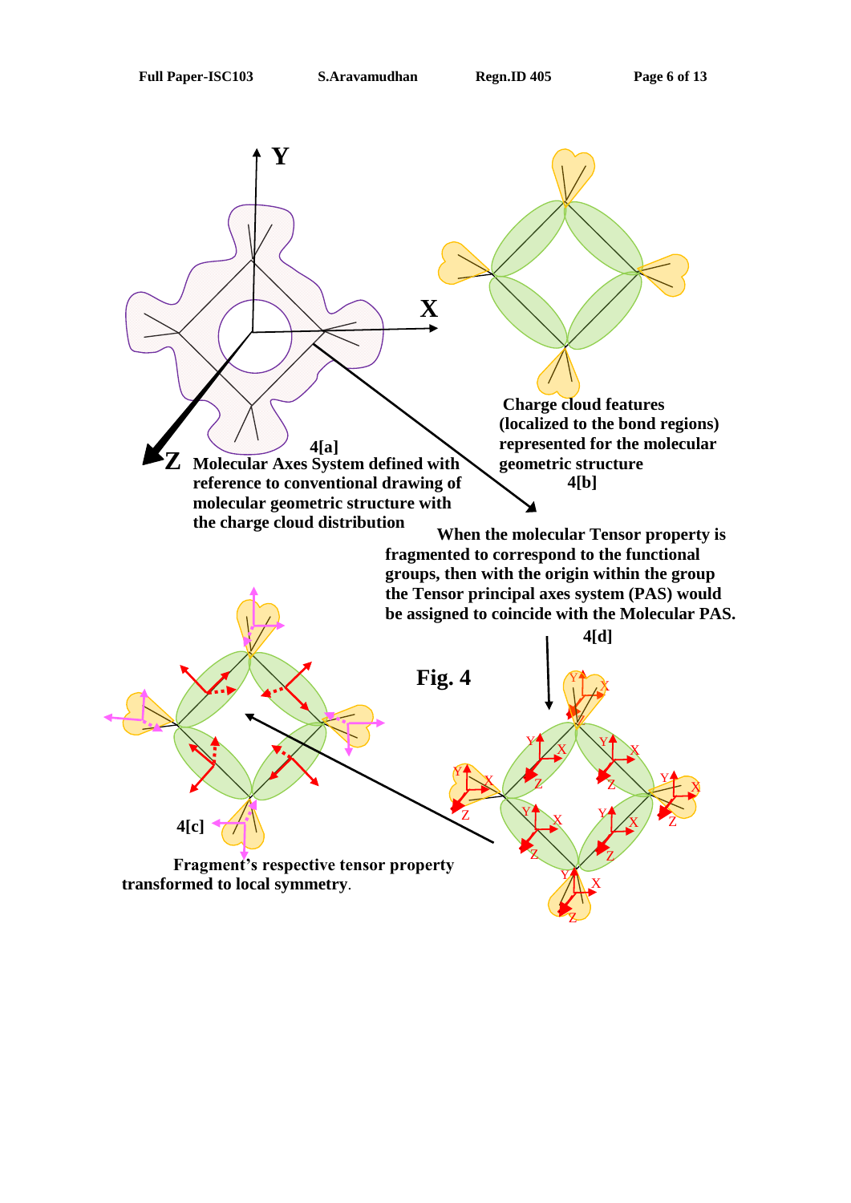4[a] Molecular Axes System defined with reference to conventional drawing of molecular geometric structure with the charge cloud distribution

Charge cloud features (localized to the bond regions) represented for the molecular geometric structure 4[b]

When the molecular Tensor property is fragmented to correspond to the functional groups, then with the origin within the group the Tensor principal axes system (PAS) would be assigned to coincide with the Molecular PAS. 4[d]

Fig. 4

4[c] Fragment's respective tensor property transformed to local symmetry.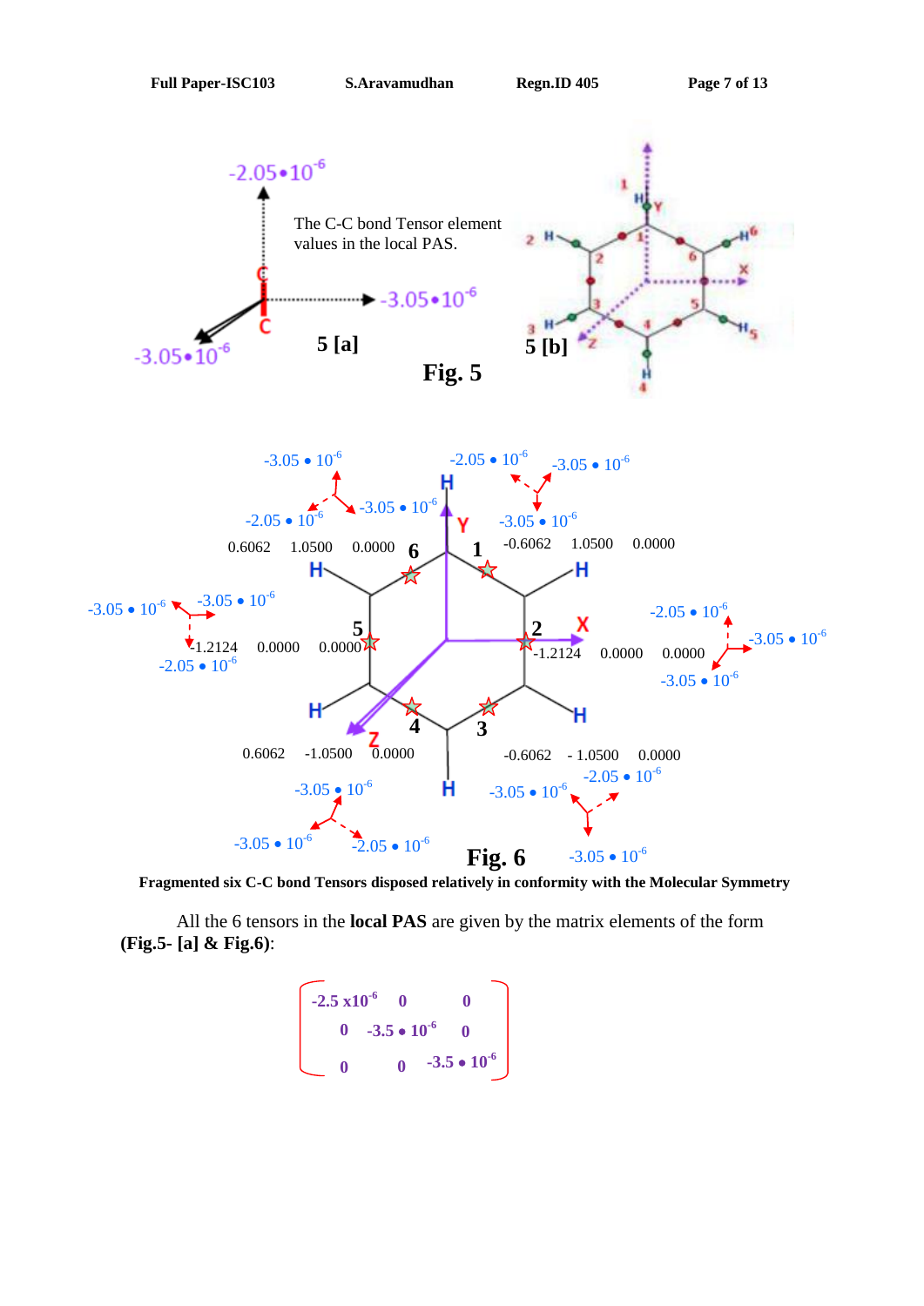The C-C bond Tensor element values in the local PAS.

5 [a]

5 [b]

Fig. 5

Fig. 6

**Fragmented six C-C bond Tensors disposed relatively in conformity with the Molecular Symmetry**

All the 6 tensors in the **local PAS** are given by the matrix elements of the form **(Fig.5- [a] & Fig.6)**:

$$
\begin{bmatrix}
-2.5 \times 10^{-6} & 0 & 0 \\
0 & -3.5 \bullet 10^{-6} & 0 \\
0 & 0 & -3.5 \bullet 10^{-6}
\end{bmatrix}
$$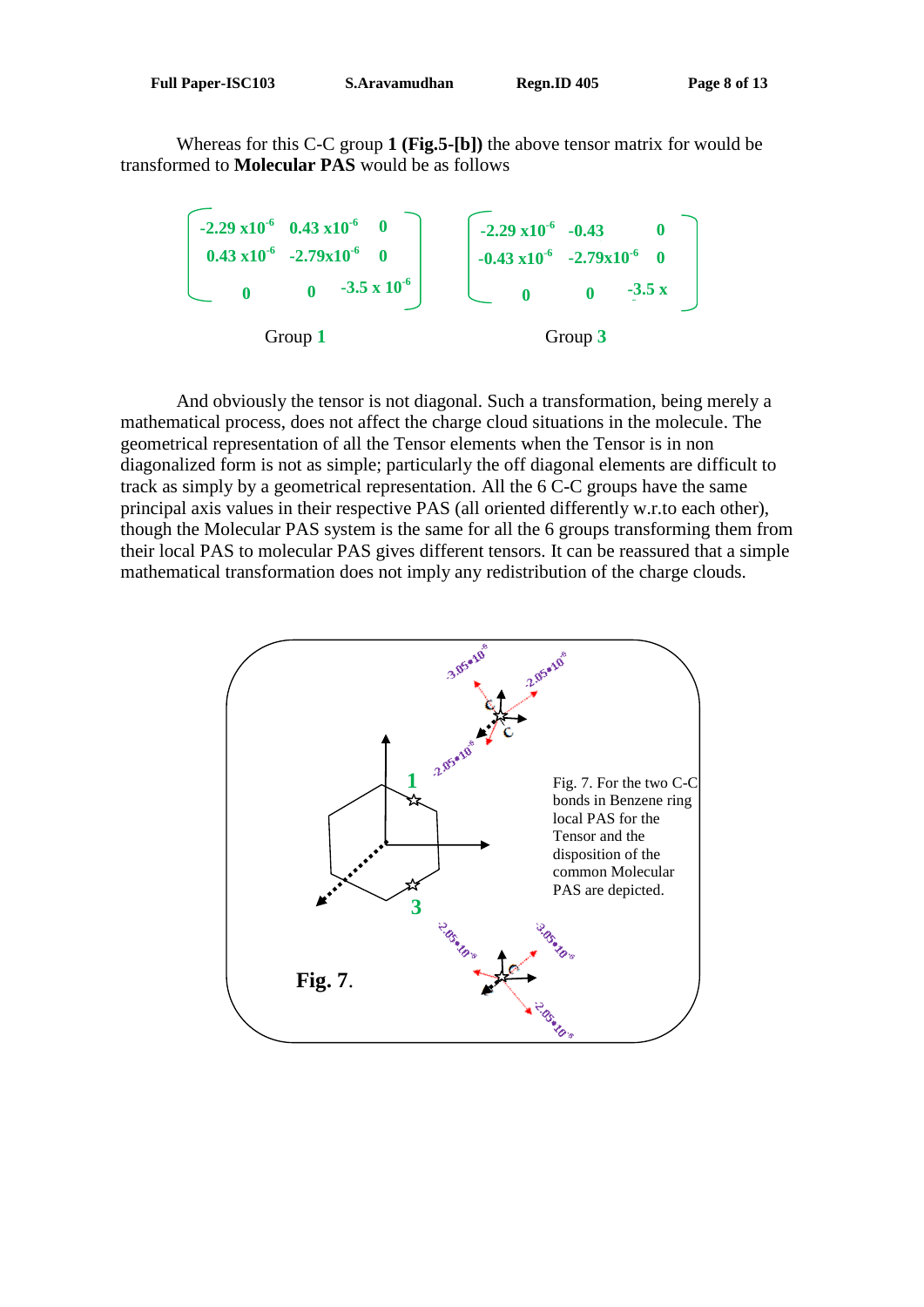Whereas for this C-C group **1 (Fig.5-[b])** the above tensor matrix for would be transformed to **Molecular PAS** would be as follows

$$\begin{bmatrix} -2.29 \times 10^{-6} & 0.43 \times 10^{-6} & 0 \\ 0.43 \times 10^{-6} & -2.79 \times 10^{-6} & 0 \\ 0 & 0 & -3.5 \times 10^{-6} \end{bmatrix} \qquad \begin{bmatrix} -2.29 \times 10^{-6} & -0.43 & 0 \\ -0.43 \times 10^{-6} & -2.79 \times 10^{-6} & 0 \\ 0 & 0 & -3.5 \times \end{bmatrix}$$

Group **1** Group **3**

And obviously the tensor is not diagonal. Such a transformation, being merely a mathematical process, does not affect the charge cloud situations in the molecule. The geometrical representation of all the Tensor elements when the Tensor is in non diagonalized form is not as simple; particularly the off diagonal elements are difficult to track as simply by a geometrical representation. All the 6 C-C groups have the same principal axis values in their respective PAS (all oriented differently w.r.to each other), though the Molecular PAS system is the same for all the 6 groups transforming them from their local PAS to molecular PAS gives different tensors. It can be reassured that a simple mathematical transformation does not imply any redistribution of the charge clouds.

Fig. 7. For the two C-C bonds in Benzene ring local PAS for the Tensor and the disposition of the common Molecular PAS are depicted.

**Fig. 7.**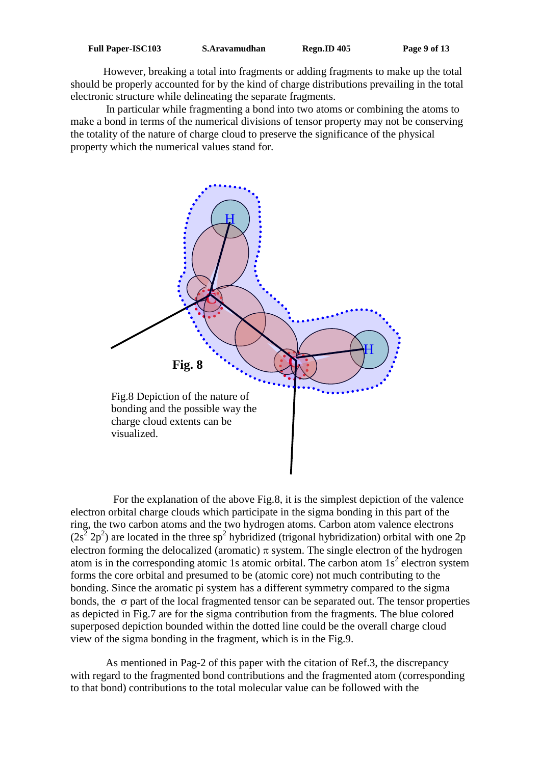However, breaking a total into fragments or adding fragments to make up the total should be properly accounted for by the kind of charge distributions prevailing in the total electronic structure while delineating the separate fragments.

In particular while fragmenting a bond into two atoms or combining the atoms to make a bond in terms of the numerical divisions of tensor property may not be conserving the totality of the nature of charge cloud to preserve the significance of the physical property which the numerical values stand for.

**Fig. 8**

Fig.8 Depiction of the nature of bonding and the possible way the charge cloud extents can be visualized.

For the explanation of the above Fig.8, it is the simplest depiction of the valence electron orbital charge clouds which participate in the sigma bonding in this part of the ring, the two carbon atoms and the two hydrogen atoms. Carbon atom valence electrons ($2s^2$ $2p^2$) are located in the three $sp^2$ hybridized (trigonal hybridization) orbital with one 2p electron forming the delocalized (aromatic) $\pi$ system. The single electron of the hydrogen atom is in the corresponding atomic 1s atomic orbital. The carbon atom $1s^2$ electron system forms the core orbital and presumed to be (atomic core) not much contributing to the bonding. Since the aromatic pi system has a different symmetry compared to the sigma bonds, the $\sigma$ part of the local fragmented tensor can be separated out. The tensor properties as depicted in Fig.7 are for the sigma contribution from the fragments. The blue colored superposed depiction bounded within the dotted line could be the overall charge cloud view of the sigma bonding in the fragment, which is in the Fig.9.

As mentioned in Pag-2 of this paper with the citation of Ref.3, the discrepancy with regard to the fragmented bond contributions and the fragmented atom (corresponding to that bond) contributions to the total molecular value can be followed with the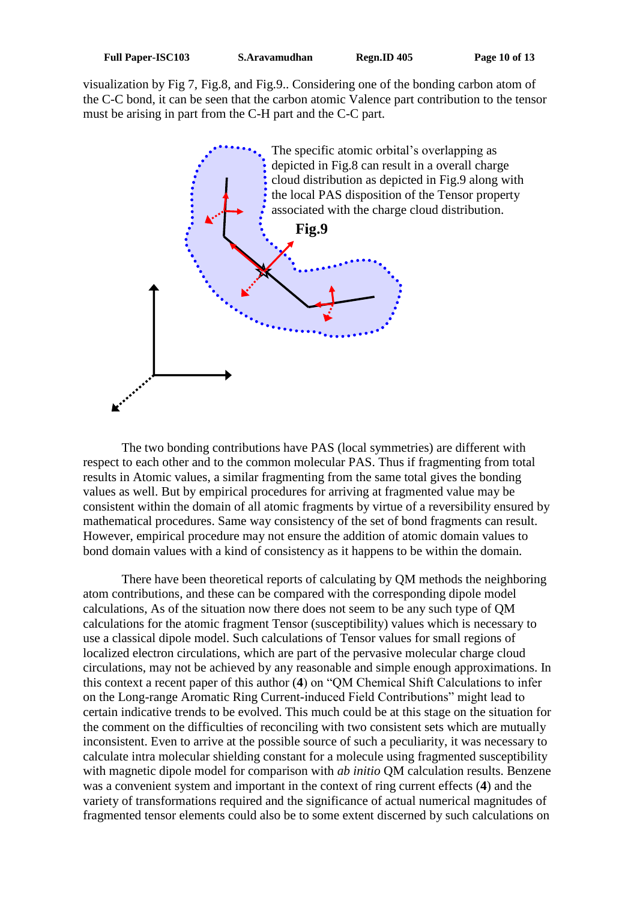visualization by Fig 7, Fig.8, and Fig.9.. Considering one of the bonding carbon atom of the C-C bond, it can be seen that the carbon atomic Valence part contribution to the tensor must be arising in part from the C-H part and the C-C part.

The specific atomic orbital's overlapping as depicted in Fig.8 can result in a overall charge cloud distribution as depicted in Fig.9 along with the local PAS disposition of the Tensor property associated with the charge cloud distribution.

**Fig.9**

The two bonding contributions have PAS (local symmetries) are different with respect to each other and to the common molecular PAS. Thus if fragmenting from total results in Atomic values, a similar fragmenting from the same total gives the bonding values as well. But by empirical procedures for arriving at fragmented value may be consistent within the domain of all atomic fragments by virtue of a reversibility ensured by mathematical procedures. Same way consistency of the set of bond fragments can result. However, empirical procedure may not ensure the addition of atomic domain values to bond domain values with a kind of consistency as it happens to be within the domain.

There have been theoretical reports of calculating by QM methods the neighboring atom contributions, and these can be compared with the corresponding dipole model calculations, As of the situation now there does not seem to be any such type of QM calculations for the atomic fragment Tensor (susceptibility) values which is necessary to use a classical dipole model. Such calculations of Tensor values for small regions of localized electron circulations, which are part of the pervasive molecular charge cloud circulations, may not be achieved by any reasonable and simple enough approximations. In this context a recent paper of this author (**4**) on "QM Chemical Shift Calculations to infer on the Long-range Aromatic Ring Current-induced Field Contributions" might lead to certain indicative trends to be evolved. This much could be at this stage on the situation for the comment on the difficulties of reconciling with two consistent sets which are mutually inconsistent. Even to arrive at the possible source of such a peculiarity, it was necessary to calculate intra molecular shielding constant for a molecule using fragmented susceptibility with magnetic dipole model for comparison with *ab initio* QM calculation results. Benzene was a convenient system and important in the context of ring current effects (**4**) and the variety of transformations required and the significance of actual numerical magnitudes of fragmented tensor elements could also be to some extent discerned by such calculations on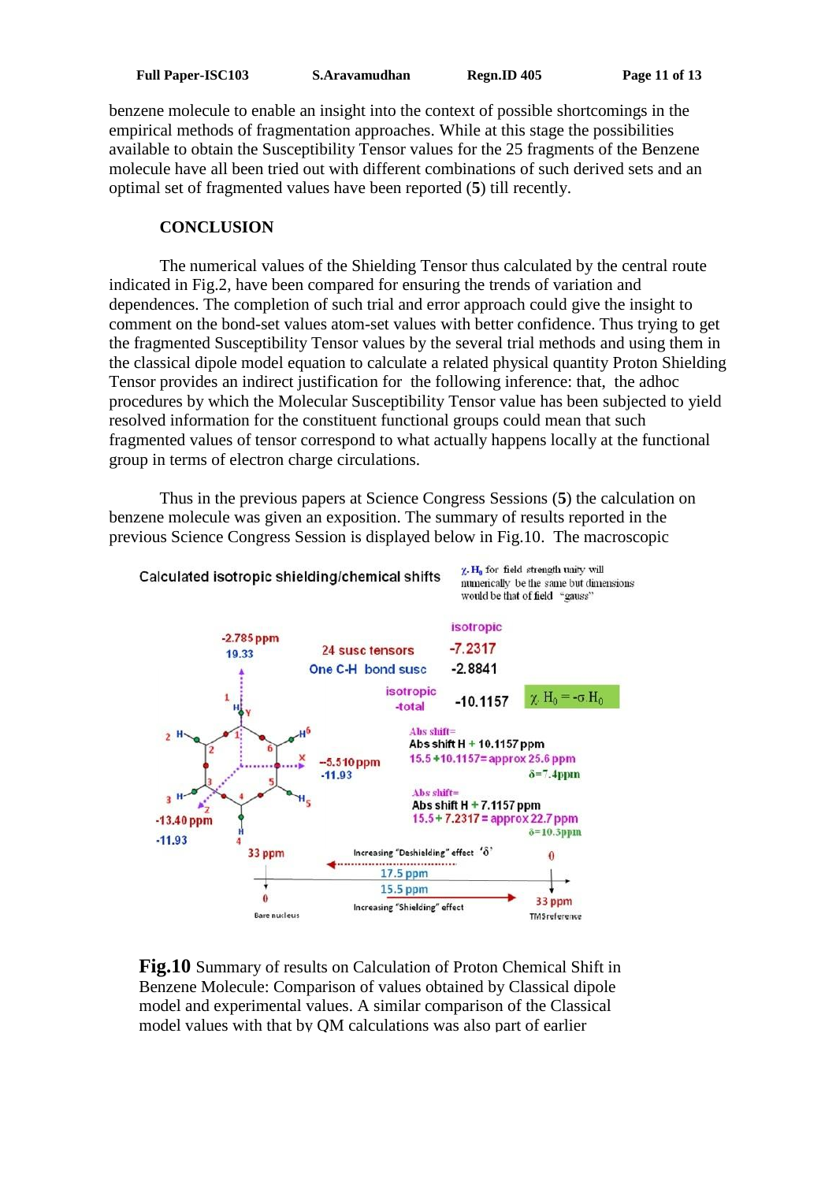benzene molecule to enable an insight into the context of possible shortcomings in the empirical methods of fragmentation approaches. While at this stage the possibilities available to obtain the Susceptibility Tensor values for the 25 fragments of the Benzene molecule have all been tried out with different combinations of such derived sets and an optimal set of fragmented values have been reported (**5**) till recently.

## CONCLUSION

The numerical values of the Shielding Tensor thus calculated by the central route indicated in Fig.2, have been compared for ensuring the trends of variation and dependences. The completion of such trial and error approach could give the insight to comment on the bond-set values atom-set values with better confidence. Thus trying to get the fragmented Susceptibility Tensor values by the several trial methods and using them in the classical dipole model equation to calculate a related physical quantity Proton Shielding Tensor provides an indirect justification for the following inference: that, the adhoc procedures by which the Molecular Susceptibility Tensor value has been subjected to yield resolved information for the constituent functional groups could mean that such fragmented values of tensor correspond to what actually happens locally at the functional group in terms of electron charge circulations.

Thus in the previous papers at Science Congress Sessions (**5**) the calculation on benzene molecule was given an exposition. The summary of results reported in the previous Science Congress Session is displayed below in Fig.10. The macroscopic

**Fig.10** Summary of results on Calculation of Proton Chemical Shift in Benzene Molecule: Comparison of values obtained by Classical dipole model and experimental values. A similar comparison of the Classical model values with that by QM calculations was also part of earlier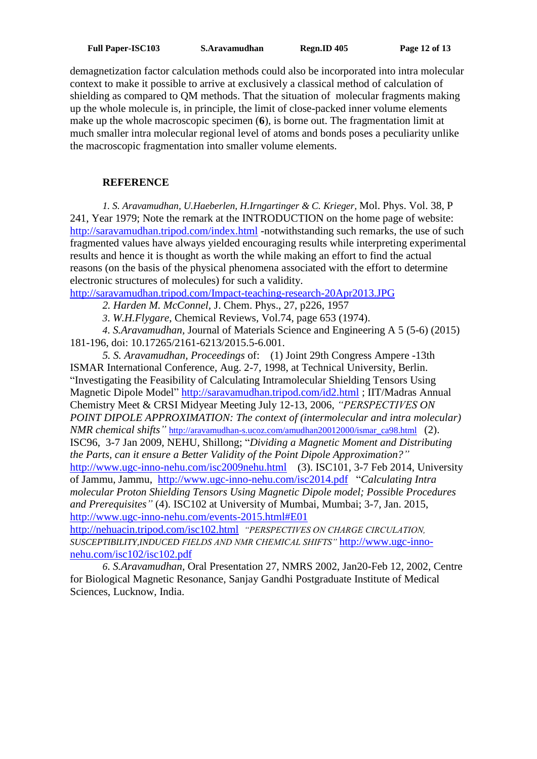demagnetization factor calculation methods could also be incorporated into intra molecular context to make it possible to arrive at exclusively a classical method of calculation of shielding as compared to QM methods. That the situation of molecular fragments making up the whole molecule is, in principle, the limit of close-packed inner volume elements make up the whole macroscopic specimen (**6**), is borne out. The fragmentation limit at much smaller intra molecular regional level of atoms and bonds poses a peculiarity unlike the macroscopic fragmentation into smaller volume elements.

## REFERENCE

*1. S. Aravamudhan, U.Haeberlen, H.Irngartinger & C. Krieger,* Mol. Phys. Vol. 38, P 241, Year 1979; Note the remark at the INTRODUCTION on the home page of website: http://saravamudhan.tripod.com/index.html -notwithstanding such remarks, the use of such fragmented values have always yielded encouraging results while interpreting experimental results and hence it is thought as worth the while making an effort to find the actual reasons (on the basis of the physical phenomena associated with the effort to determine electronic structures of molecules) for such a validity. http://saravamudhan.tripod.com/Impact-teaching-research-20Apr2013.JPG

*2. Harden M. McConnel,* J. Chem. Phys., 27, p226, 1957

*3. W.H.Flygare*, Chemical Reviews, Vol.74, page 653 (1974).

*4. S.Aravamudhan*, Journal of Materials Science and Engineering A 5 (5-6) (2015) 181-196, doi: 10.17265/2161-6213/2015.5-6.001.

*5. S. Aravamudhan, Proceedings* of: (1) Joint 29th Congress Ampere -13th ISMAR International Conference, Aug. 2-7, 1998, at Technical University, Berlin. "Investigating the Feasibility of Calculating Intramolecular Shielding Tensors Using Magnetic Dipole Model" http://saravamudhan.tripod.com/id2.html ; IIT/Madras Annual Chemistry Meet & CRSI Midyear Meeting July 12-13, 2006, *"PERSPECTIVES ON POINT DIPOLE APPROXIMATION: The context of (intermolecular and intra molecular) NMR chemical shifts"* http://aravamudhan-s.ucoz.com/amudhan20012000/ismar_ca98.html (2). ISC96, 3-7 Jan 2009, NEHU, Shillong; "*Dividing a Magnetic Moment and Distributing the Parts, can it ensure a Better Validity of the Point Dipole Approximation?"* http://www.ugc-inno-nehu.com/isc2009nehu.html (3). ISC101, 3-7 Feb 2014, University of Jammu, Jammu, http://www.ugc-inno-nehu.com/isc2014.pdf "*Calculating Intra molecular Proton Shielding Tensors Using Magnetic Dipole model; Possible Procedures and Prerequisites"* (4). ISC102 at University of Mumbai, Mumbai; 3-7, Jan. 2015, http://www.ugc-inno-nehu.com/events-2015.html#E01 http://nehuacin.tripod.com/isc102.html *"PERSPECTIVES ON CHARGE CIRCULATION, SUSCEPTIBILITY,INDUCED FIELDS AND NMR CHEMICAL SHIFTS"* http://www.ugc-inno-nehu.com/isc102/isc102.pdf

*6. S.Aravamudhan,* Oral Presentation 27, NMRS 2002, Jan20-Feb 12, 2002, Centre for Biological Magnetic Resonance, Sanjay Gandhi Postgraduate Institute of Medical Sciences, Lucknow, India.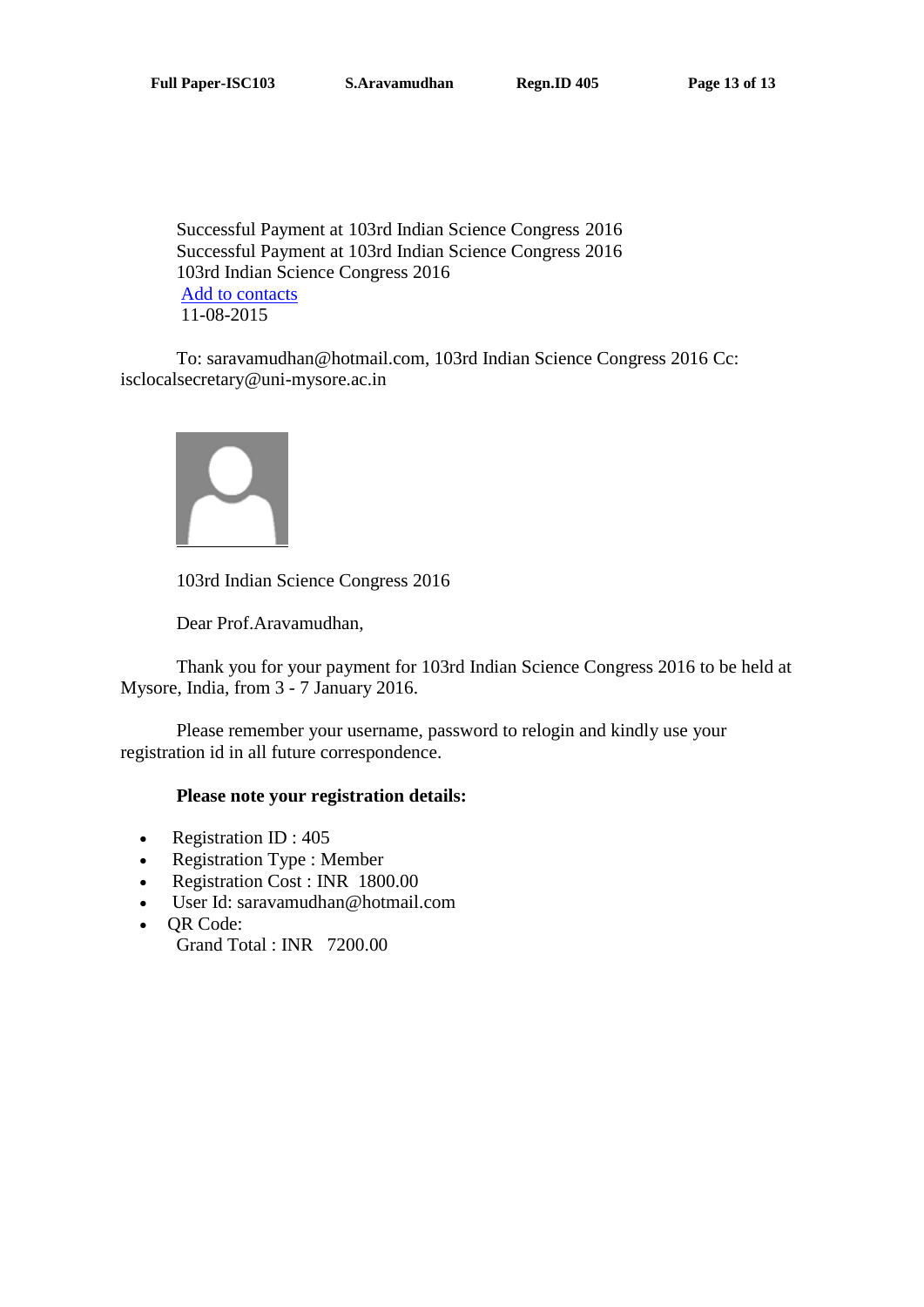Successful Payment at 103rd Indian Science Congress 2016
Successful Payment at 103rd Indian Science Congress 2016
103rd Indian Science Congress 2016
Add to contacts
11-08-2015

To: saravamudhan@hotmail.com, 103rd Indian Science Congress 2016 Cc: isclocalsecretary@uni-mysore.ac.in

103rd Indian Science Congress 2016

Dear Prof.Aravamudhan,

Thank you for your payment for 103rd Indian Science Congress 2016 to be held at Mysore, India, from 3 - 7 January 2016.

Please remember your username, password to relogin and kindly use your registration id in all future correspondence.

**Please note your registration details:**

- Registration ID : 405
- Registration Type : Member
- Registration Cost : INR 1800.00
- User Id: saravamudhan@hotmail.com
- QR Code:

Grand Total : INR 7200.00